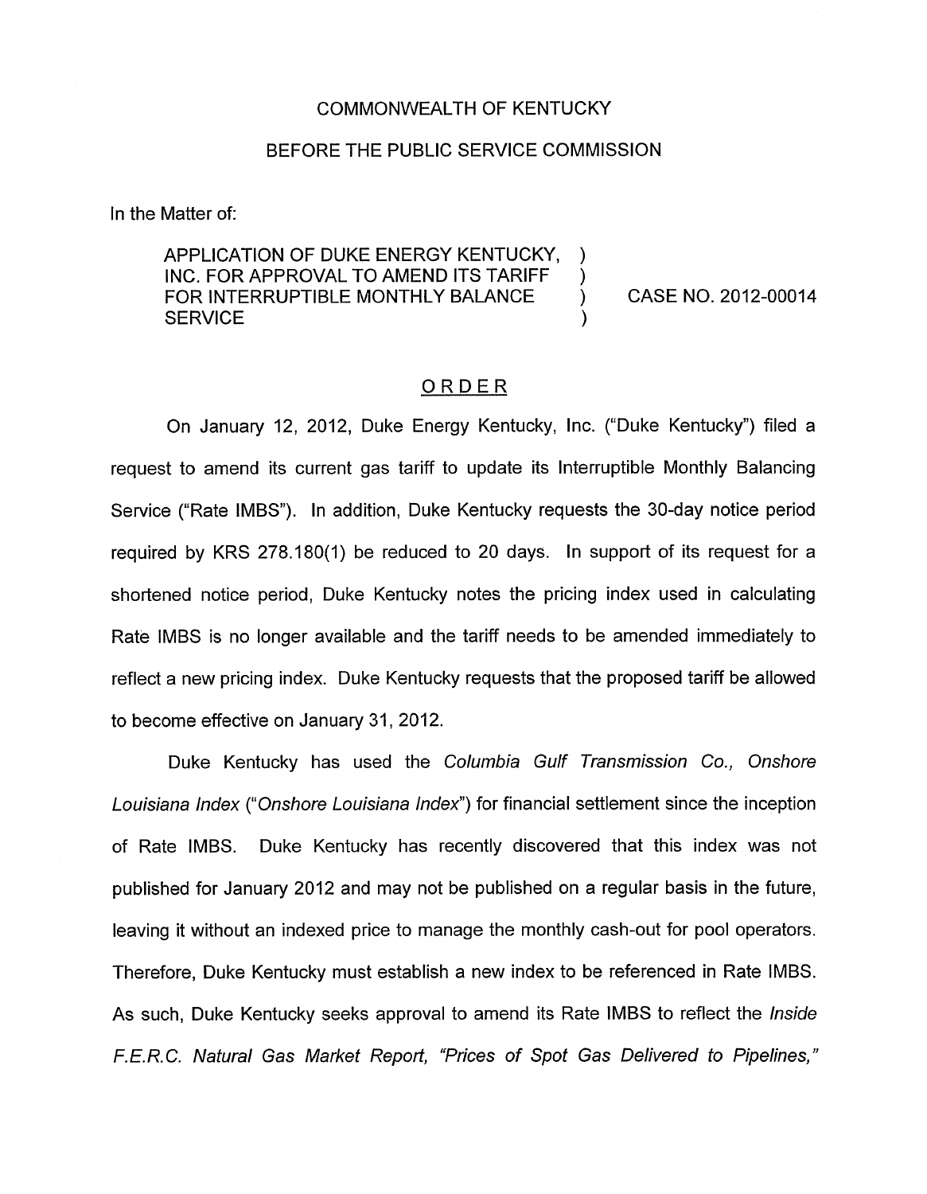COMMONWEALTH OF KENTUCKY

BEFORE THE PUBLIC SERVICE COMMISSION

In the Matter of:

APPLICATION OF DUKE ENERGY KENTUCKY, INC. FOR APPROVAL TO AMEND ITS TARIFF FOR INTERRUPTIBLE MONTHLY BALANCE SERVICE ) CASE NO. 2012-00014

## ORDER

On January 12, 2012, Duke Energy Kentucky, Inc. ("Duke Kentucky") filed a request to amend its current gas tariff to update its Interruptible Monthly Balancing Service ("Rate IMBS"). In addition, Duke Kentucky requests the 30-day notice period required by KRS 278.180(1) be reduced to 20 days. In support of its request for a shortened notice period, Duke Kentucky notes the pricing index used in calculating Rate IMBS is no longer available and the tariff needs to be amended immediately to reflect a new pricing index. Duke Kentucky requests that the proposed tariff be allowed to become effective on January 31, 2012.

Duke Kentucky has used the *Columbia Gulf Transmission Co., Onshore Louisiana Index* ("*Onshore Louisiana Index*") for financial settlement since the inception of Rate IMBS. Duke Kentucky has recently discovered that this index was not published for January 2012 and may not be published on a regular basis in the future, leaving it without an indexed price to manage the monthly cash-out for pool operators. Therefore, Duke Kentucky must establish a new index to be referenced in Rate IMBS. As such, Duke Kentucky seeks approval to amend its Rate IMBS to reflect the *Inside F.E.R.C. Natural Gas Market Report, "Prices of Spot Gas Delivered to Pipelines,"*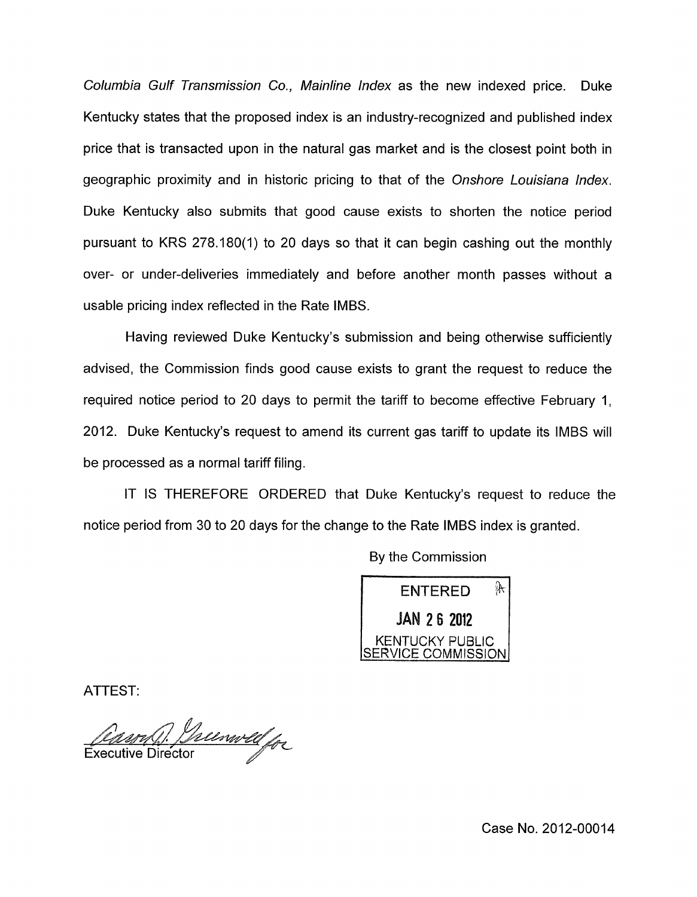*Columbia Gulf Transmission Co., Mainline Index* as the new indexed price. Duke Kentucky states that the proposed index is an industry-recognized and published index price that is transacted upon in the natural gas market and is the closest point both in geographic proximity and in historic pricing to that of the *Onshore Louisiana Index*. Duke Kentucky also submits that good cause exists to shorten the notice period pursuant to KRS 278.180(1) to 20 days so that it can begin cashing out the monthly over- or under-deliveries immediately and before another month passes without a usable pricing index reflected in the Rate IMBS.

Having reviewed Duke Kentucky's submission and being otherwise sufficiently advised, the Commission finds good cause exists to grant the request to reduce the required notice period to 20 days to permit the tariff to become effective February 1, 2012. Duke Kentucky's request to amend its current gas tariff to update its IMBS will be processed as a normal tariff filing.

IT IS THEREFORE ORDERED that Duke Kentucky's request to reduce the notice period from 30 to 20 days for the change to the Rate IMBS index is granted.

By the Commission

ENTERED
JAN 26 2012
KENTUCKY PUBLIC SERVICE COMMISSION

ATTEST:

Executive Director

Case No. 2012-00014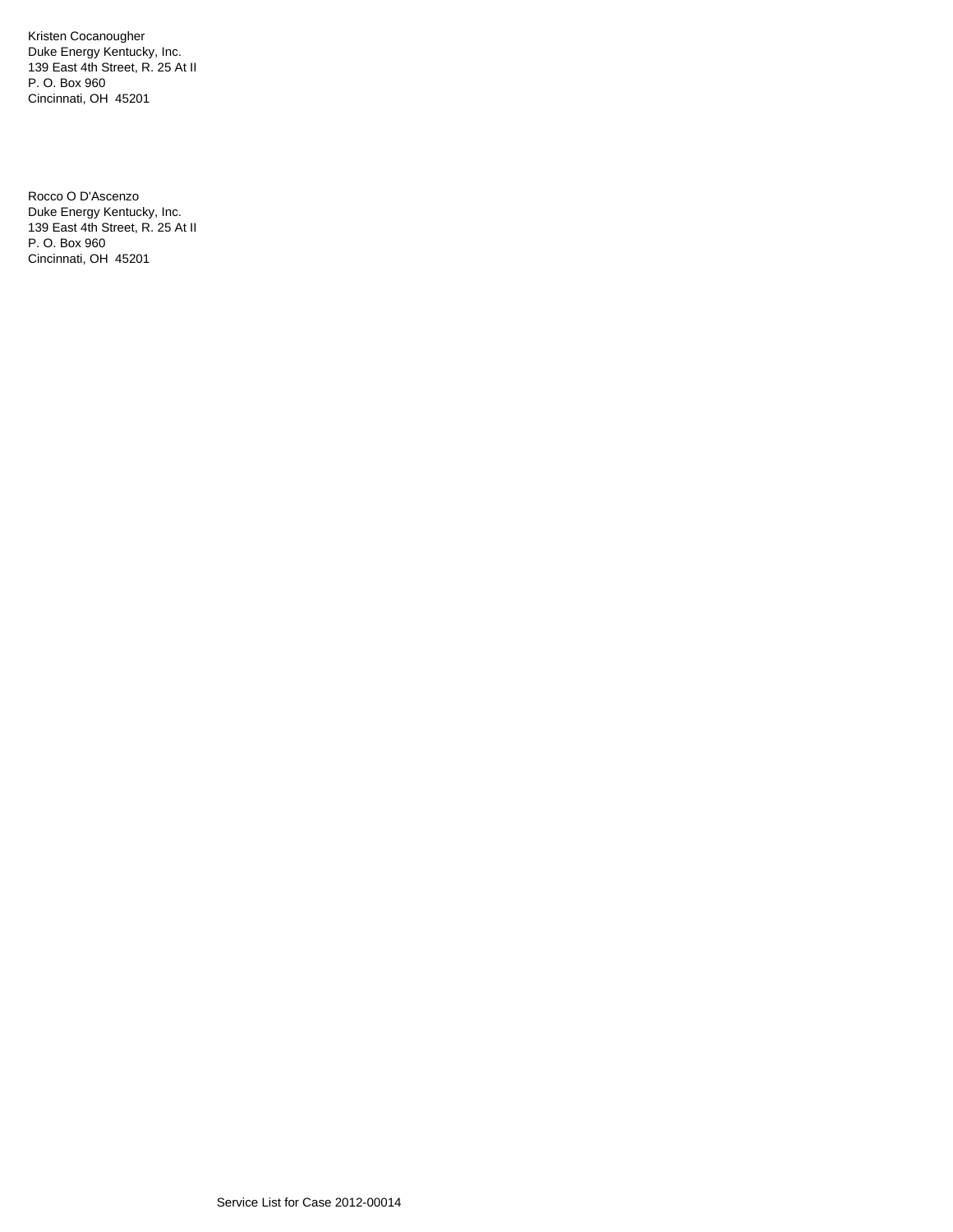Kristen Cocanougher
Duke Energy Kentucky, Inc.
139 East 4th Street, R. 25 At II
P. O. Box 960
Cincinnati, OH 45201

Rocco O D'Ascenzo
Duke Energy Kentucky, Inc.
139 East 4th Street, R. 25 At II
P. O. Box 960
Cincinnati, OH 45201